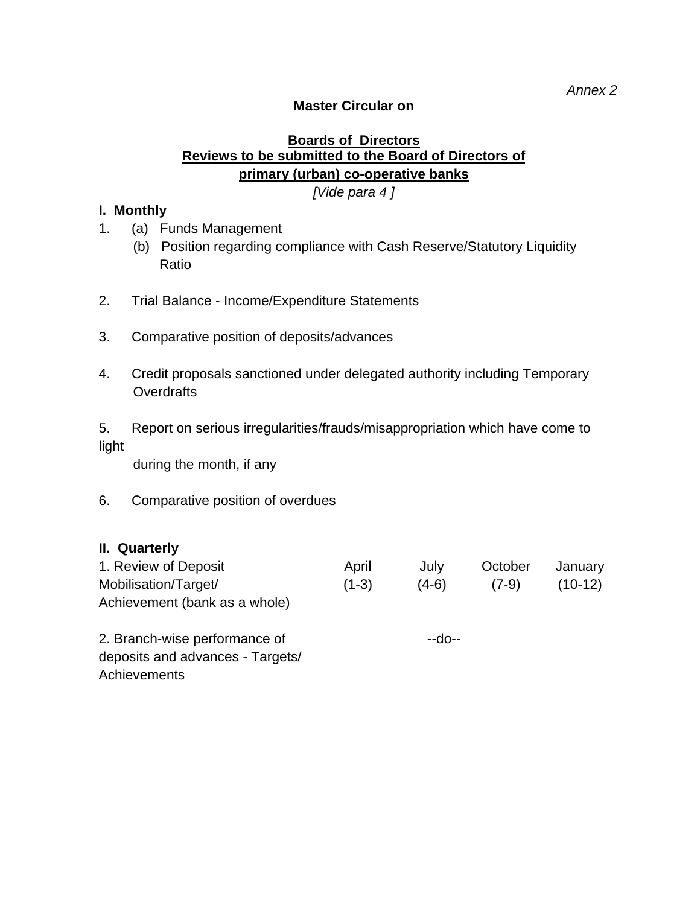*Annex 2*

**Master Circular on**

**Boards of Directors**
**Reviews to be submitted to the Board of Directors of primary (urban) co-operative banks**

*[Vide para 4 ]*

**I. Monthly**

1. (a) Funds Management
   (b) Position regarding compliance with Cash Reserve/Statutory Liquidity Ratio

2. Trial Balance - Income/Expenditure Statements

3. Comparative position of deposits/advances

4. Credit proposals sanctioned under delegated authority including Temporary Overdrafts

5. Report on serious irregularities/frauds/misappropriation which have come to light during the month, if any

6. Comparative position of overdues

**II. Quarterly**

| | | | | |
|---|---|---|---|---|
| 1. Review of Deposit Mobilisation/Target/ Achievement (bank as a whole) | April (1-3) | July (4-6) | October (7-9) | January (10-12) |
| 2. Branch-wise performance of deposits and advances - Targets/ Achievements | | --do-- | | |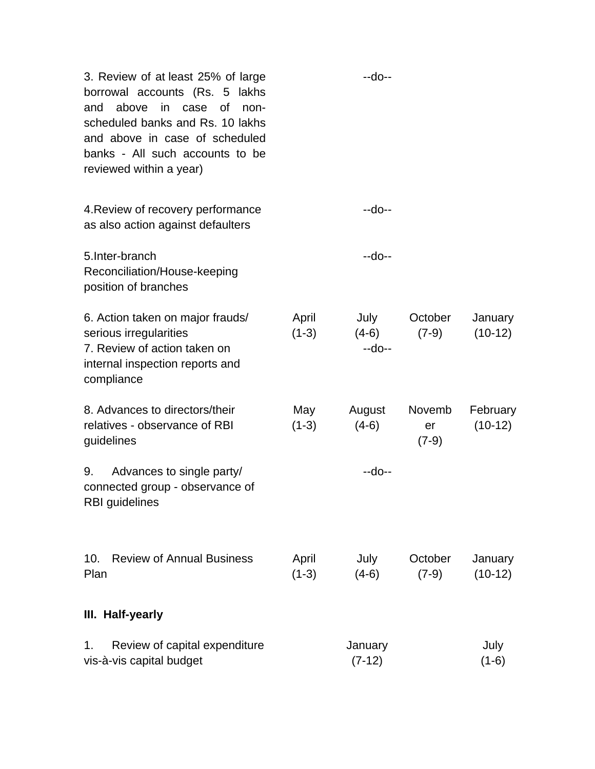| | | | | |
|---|---|---|---|---|
| 3. Review of at least 25% of large borrowal accounts (Rs. 5 lakhs and above in case of non-scheduled banks and Rs. 10 lakhs and above in case of scheduled banks - All such accounts to be reviewed within a year) | | --do-- | | |
| 4.Review of recovery performance as also action against defaulters | | --do-- | | |
| 5.Inter-branch Reconciliation/House-keeping position of branches | | --do-- | | |
| 6. Action taken on major frauds/ serious irregularities | April (1-3) | July (4-6) | October (7-9) | January (10-12) |
| 7. Review of action taken on internal inspection reports and compliance | | --do-- | | |
| 8. Advances to directors/their relatives - observance of RBI guidelines | May (1-3) | August (4-6) | November (7-9) | February (10-12) |
| 9. Advances to single party/ connected group - observance of RBI guidelines | | --do-- | | |
| 10. Review of Annual Business Plan | April (1-3) | July (4-6) | October (7-9) | January (10-12) |

**III. Half-yearly**

| | | |
|---|---|---|
| 1. Review of capital expenditure vis-à-vis capital budget | January (7-12) | July (1-6) |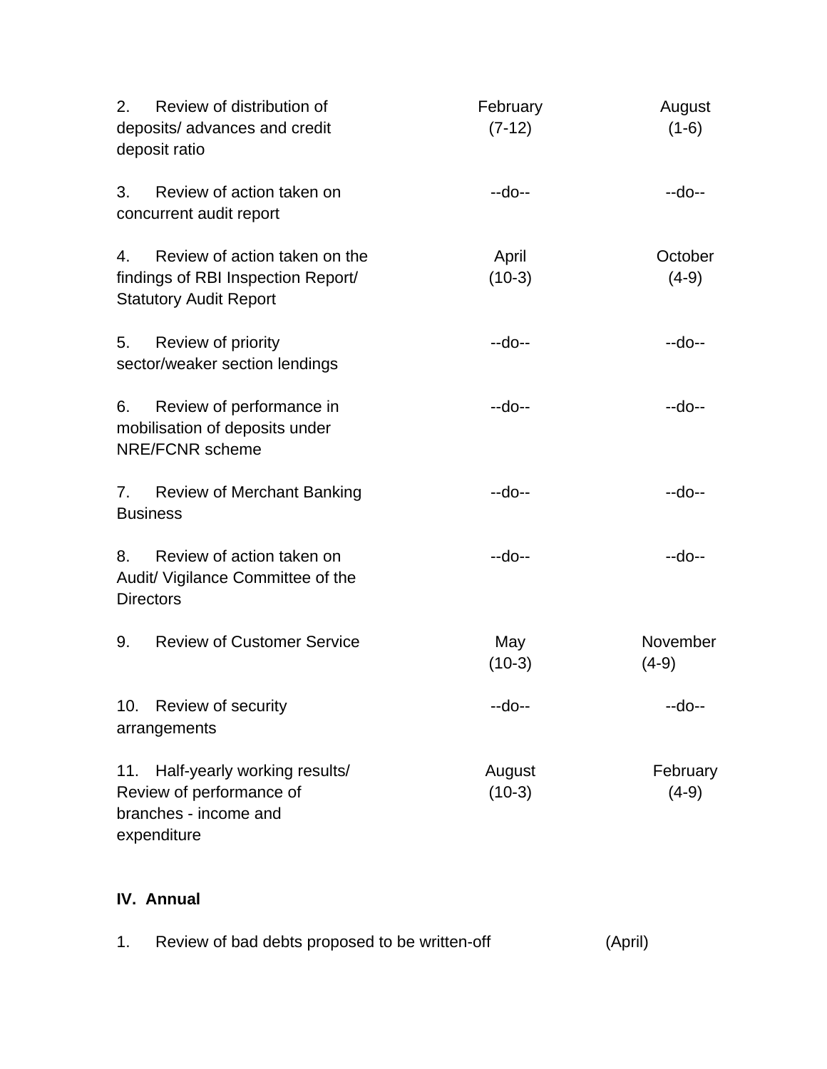| | | |
|---|---|---|
| 2. Review of distribution of deposits/ advances and credit deposit ratio | February (7-12) | August (1-6) |
| 3. Review of action taken on concurrent audit report | --do-- | --do-- |
| 4. Review of action taken on the findings of RBI Inspection Report/ Statutory Audit Report | April (10-3) | October (4-9) |
| 5. Review of priority sector/weaker section lendings | --do-- | --do-- |
| 6. Review of performance in mobilisation of deposits under NRE/FCNR scheme | --do-- | --do-- |
| 7. Review of Merchant Banking Business | --do-- | --do-- |
| 8. Review of action taken on Audit/ Vigilance Committee of the Directors | --do-- | --do-- |
| 9. Review of Customer Service | May (10-3) | November (4-9) |
| 10. Review of security arrangements | --do-- | --do-- |
| 11. Half-yearly working results/ Review of performance of branches - income and expenditure | August (10-3) | February (4-9) |

**IV. Annual**

1. Review of bad debts proposed to be written-off (April)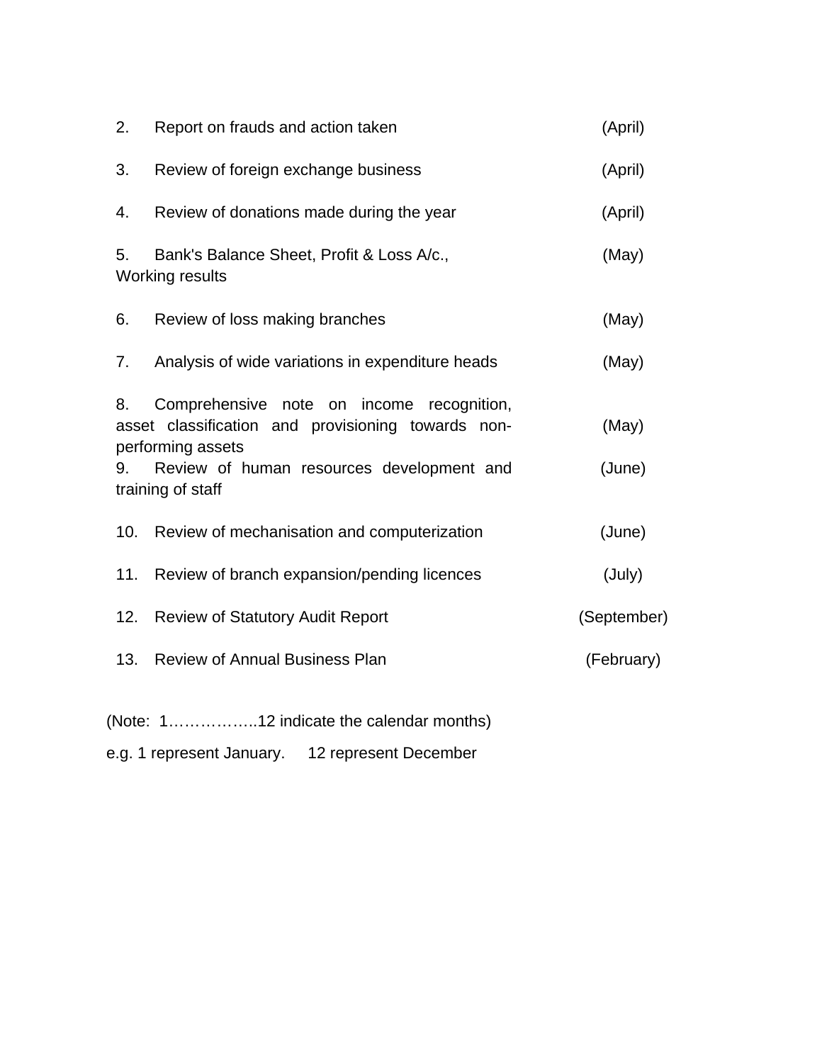2. Report on frauds and action taken (April)

3. Review of foreign exchange business (April)

4. Review of donations made during the year (April)

5. Bank's Balance Sheet, Profit & Loss A/c., Working results (May)

6. Review of loss making branches (May)

7. Analysis of wide variations in expenditure heads (May)

8. Comprehensive note on income recognition, asset classification and provisioning towards non-performing assets (May)

9. Review of human resources development and training of staff (June)

10. Review of mechanisation and computerization (June)

11. Review of branch expansion/pending licences (July)

12. Review of Statutory Audit Report (September)

13. Review of Annual Business Plan (February)

(Note: 1……………..12 indicate the calendar months)

e.g. 1 represent January. 12 represent December